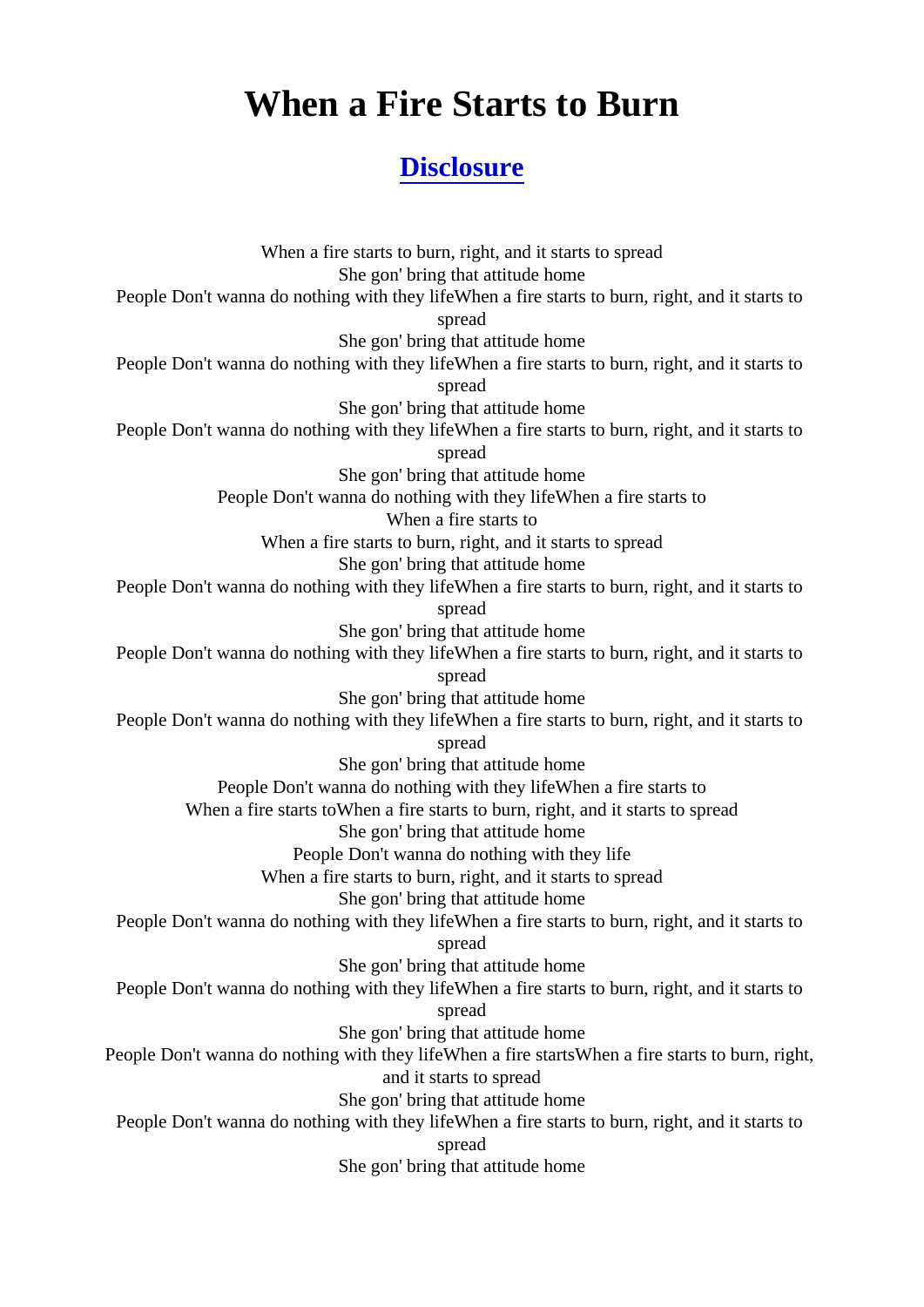# When a Fire Starts to Burn

## Disclosure

When a fire starts to burn, right, and it starts to spread
She gon' bring that attitude home
People Don't wanna do nothing with they lifeWhen a fire starts to burn, right, and it starts to spread
She gon' bring that attitude home
People Don't wanna do nothing with they lifeWhen a fire starts to burn, right, and it starts to spread
She gon' bring that attitude home
People Don't wanna do nothing with they lifeWhen a fire starts to burn, right, and it starts to spread
She gon' bring that attitude home
People Don't wanna do nothing with they lifeWhen a fire starts to
When a fire starts to
When a fire starts to burn, right, and it starts to spread
She gon' bring that attitude home
People Don't wanna do nothing with they lifeWhen a fire starts to burn, right, and it starts to spread
She gon' bring that attitude home
People Don't wanna do nothing with they lifeWhen a fire starts to burn, right, and it starts to spread
She gon' bring that attitude home
People Don't wanna do nothing with they lifeWhen a fire starts to burn, right, and it starts to spread
She gon' bring that attitude home
People Don't wanna do nothing with they lifeWhen a fire starts to
When a fire starts toWhen a fire starts to burn, right, and it starts to spread
She gon' bring that attitude home
People Don't wanna do nothing with they life
When a fire starts to burn, right, and it starts to spread
She gon' bring that attitude home
People Don't wanna do nothing with they lifeWhen a fire starts to burn, right, and it starts to spread
She gon' bring that attitude home
People Don't wanna do nothing with they lifeWhen a fire starts to burn, right, and it starts to spread
She gon' bring that attitude home
People Don't wanna do nothing with they lifeWhen a fire startsWhen a fire starts to burn, right, and it starts to spread
She gon' bring that attitude home
People Don't wanna do nothing with they lifeWhen a fire starts to burn, right, and it starts to spread
She gon' bring that attitude home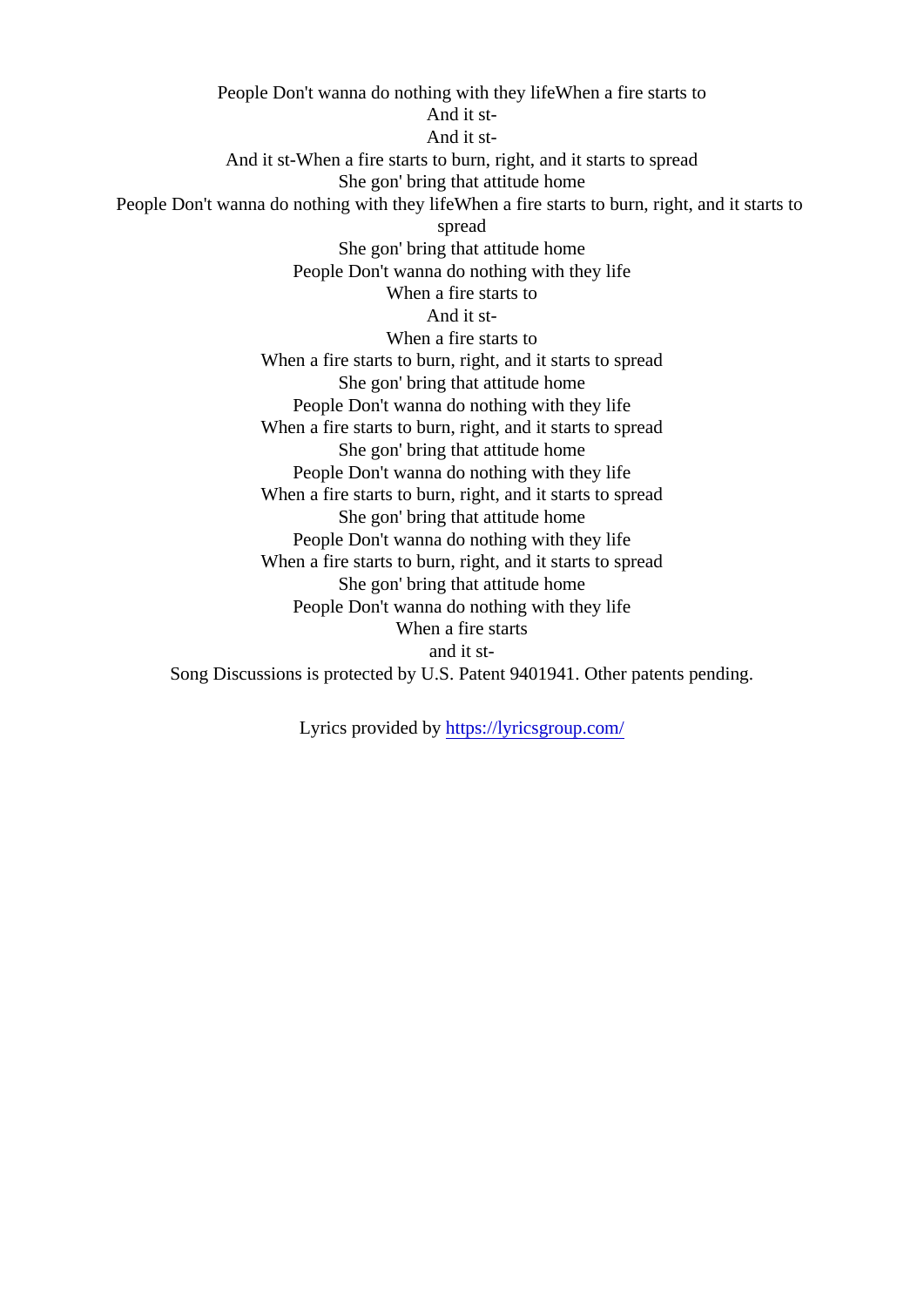People Don't wanna do nothing with they lifeWhen a fire starts to
And it st-
And it st-
And it st-When a fire starts to burn, right, and it starts to spread
She gon' bring that attitude home
People Don't wanna do nothing with they lifeWhen a fire starts to burn, right, and it starts to spread
She gon' bring that attitude home
People Don't wanna do nothing with they life
When a fire starts to
And it st-
When a fire starts to
When a fire starts to burn, right, and it starts to spread
She gon' bring that attitude home
People Don't wanna do nothing with they life
When a fire starts to burn, right, and it starts to spread
She gon' bring that attitude home
People Don't wanna do nothing with they life
When a fire starts to burn, right, and it starts to spread
She gon' bring that attitude home
People Don't wanna do nothing with they life
When a fire starts to burn, right, and it starts to spread
She gon' bring that attitude home
People Don't wanna do nothing with they life
When a fire starts
and it st-
Song Discussions is protected by U.S. Patent 9401941. Other patents pending.

Lyrics provided by https://lyricsgroup.com/